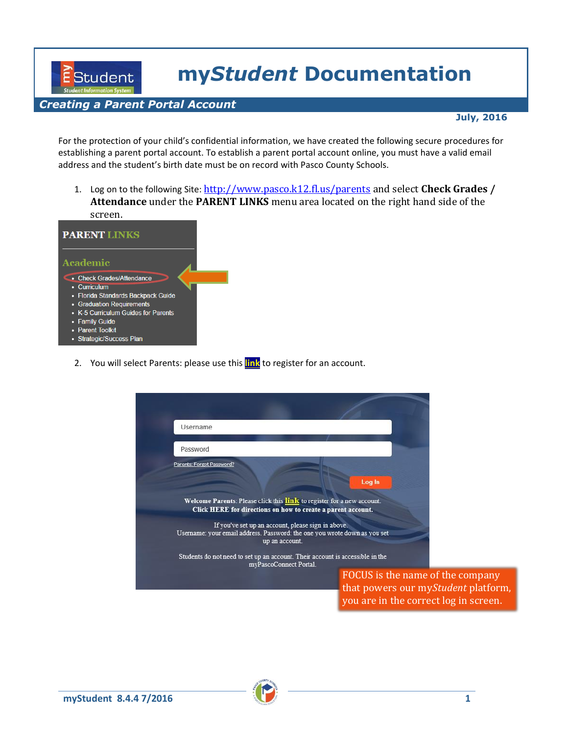# my*Student* Documentation

## *Creating a Parent Portal Account*

**July, 2016**

For the protection of your child's confidential information, we have created the following secure procedures for establishing a parent portal account. To establish a parent portal account online, you must have a valid email address and the student's birth date must be on record with Pasco County Schools.

1. Log on to the following Site: http://www.pasco.k12.fl.us/parents and select **Check Grades / Attendance** under the **PARENT LINKS** menu area located on the right hand side of the screen.

   **PARENT LINKS**

   **Academic**
   - Check Grades/Attendance
   - Curriculum
   - Florida Standards Backpack Guide
   - Graduation Requirements
   - K-5 Curriculum Guides for Parents
   - Family Guide
   - Parent Toolkit
   - Strategic/Success Plan

2. You will select Parents: please use this **link** to register for an account.

   Username
   
   Password
   
   Parents: Forgot Password?
   
   Log In
   
   **Welcome Parents**: Please click this **link** to register for a new account.
   **Click HERE for directions on how to create a parent account.**
   
   If you've set up an account, please sign in above.
   Username: your email address. Password: the one you wrote down as you set up an account.
   
   Students do not need to set up an account. Their account is accessible in the myPascoConnect Portal.

   FOCUS is the name of the company that powers our my*Student* platform, you are in the correct log in screen.

myStudent 8.4.4 7/2016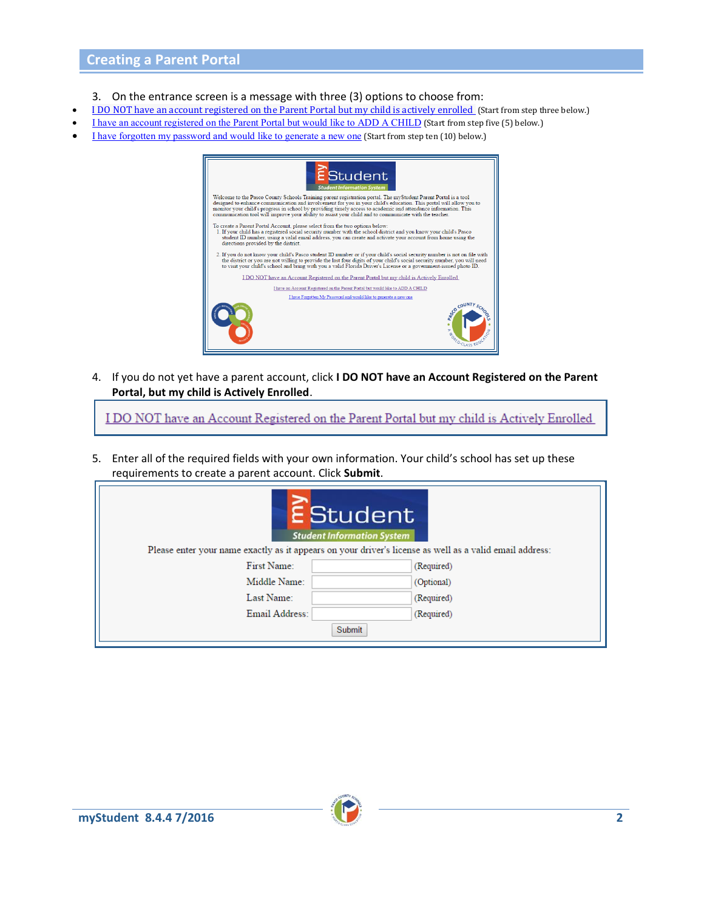## Creating a Parent Portal

3. On the entrance screen is a message with three (3) options to choose from:

- I DO NOT have an account registered on the Parent Portal but my child is actively enrolled (Start from step three below.)
- I have an account registered on the Parent Portal but would like to ADD A CHILD (Start from step five (5) below.)
- I have forgotten my password and would like to generate a new one (Start from step ten (10) below.)

myStudent — Student Information System

Welcome to the Pasco County Schools Training parent registration portal. The myStudent Parent Portal is a tool designed to enhance communication and involvement for you in your child's education. This portal will allow you to monitor your child's progress in school by providing timely access to academic and attendance information. This communication tool will improve your ability to assist your child and to communicate with the teacher.

To create a Parent Portal Account, please select from the two options below:

1. If your child has a registered social security number with the school district and you know your child's Pasco student ID number, using a valid email address, you can create and activate your account from home using the directions provided by the district.
2. If you do not know your child's Pasco student ID number or if your child's social security number is not on file with the district or you are not willing to provide the last four digits of your child's social security number, you will need to visit your child's school and bring with you a valid Florida Driver's License or a government-issued photo ID.

I DO NOT have an Account Registered on the Parent Portal but my child is Actively Enrolled

I have an Account Registered on the Parent Portal but would like to ADD A CHILD

I have Forgotten My Password and would like to generate a new one

4. If you do not yet have a parent account, click **I DO NOT have an Account Registered on the Parent Portal, but my child is Actively Enrolled**.

I DO NOT have an Account Registered on the Parent Portal but my child is Actively Enrolled

5. Enter all of the required fields with your own information. Your child's school has set up these requirements to create a parent account. Click **Submit**.

myStudent — Student Information System

Please enter your name exactly as it appears on your driver's license as well as a valid email address:

| | | |
|---|---|---|
| First Name: | | (Required) |
| Middle Name: | | (Optional) |
| Last Name: | | (Required) |
| Email Address: | | (Required) |

Submit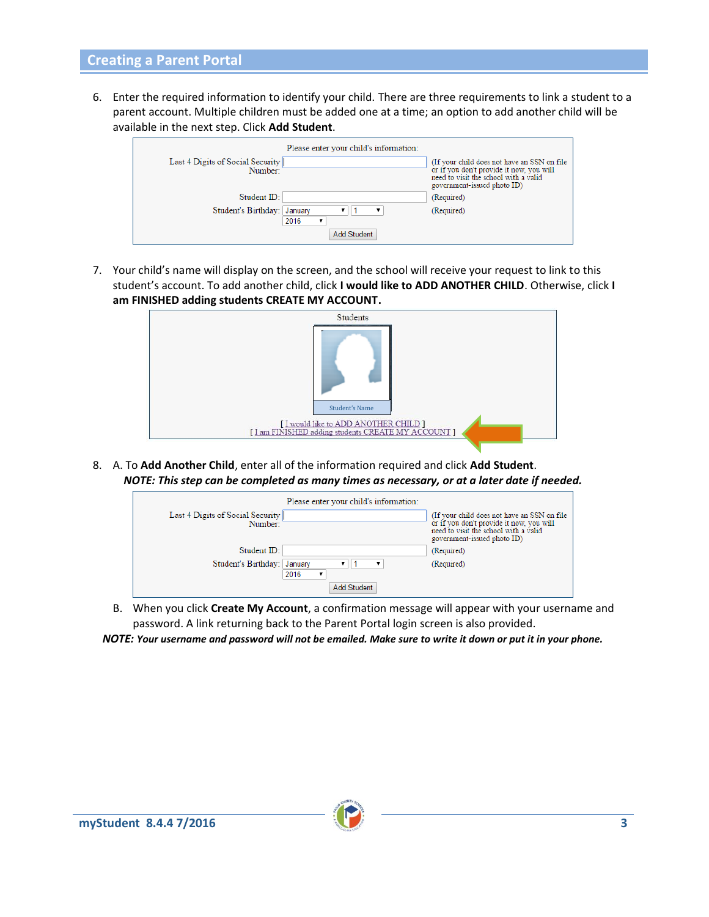## Creating a Parent Portal

6. Enter the required information to identify your child. There are three requirements to link a student to a parent account. Multiple children must be added one at a time; an option to add another child will be available in the next step. Click **Add Student**.

   Please enter your child's information:

   | | | |
   |---|---|---|
   | Last 4 Digits of Social Security Number: | | (If your child does not have an SSN on file or if you don't provide it now, you will need to visit the school with a valid government-issued photo ID) |
   | Student ID: | | (Required) |
   | Student's Birthday: | January 1 2016 | (Required) |

   Add Student

7. Your child's name will display on the screen, and the school will receive your request to link to this student's account. To add another child, click **I would like to ADD ANOTHER CHILD**. Otherwise, click **I am FINISHED adding students CREATE MY ACCOUNT.**

   Students

   Student's Name

   [ I would like to ADD ANOTHER CHILD ]
   [ I am FINISHED adding students CREATE MY ACCOUNT ]

8. A. To **Add Another Child**, enter all of the information required and click **Add Student**.
   ***NOTE: This step can be completed as many times as necessary, or at a later date if needed.***

   Please enter your child's information:

   | | | |
   |---|---|---|
   | Last 4 Digits of Social Security Number: | | (If your child does not have an SSN on file or if you don't provide it now, you will need to visit the school with a valid government-issued photo ID) |
   | Student ID: | | (Required) |
   | Student's Birthday: | January 1 2016 | (Required) |

   Add Student

   B. When you click **Create My Account**, a confirmation message will appear with your username and password. A link returning back to the Parent Portal login screen is also provided.

***NOTE: Your username and password will not be emailed. Make sure to write it down or put it in your phone.***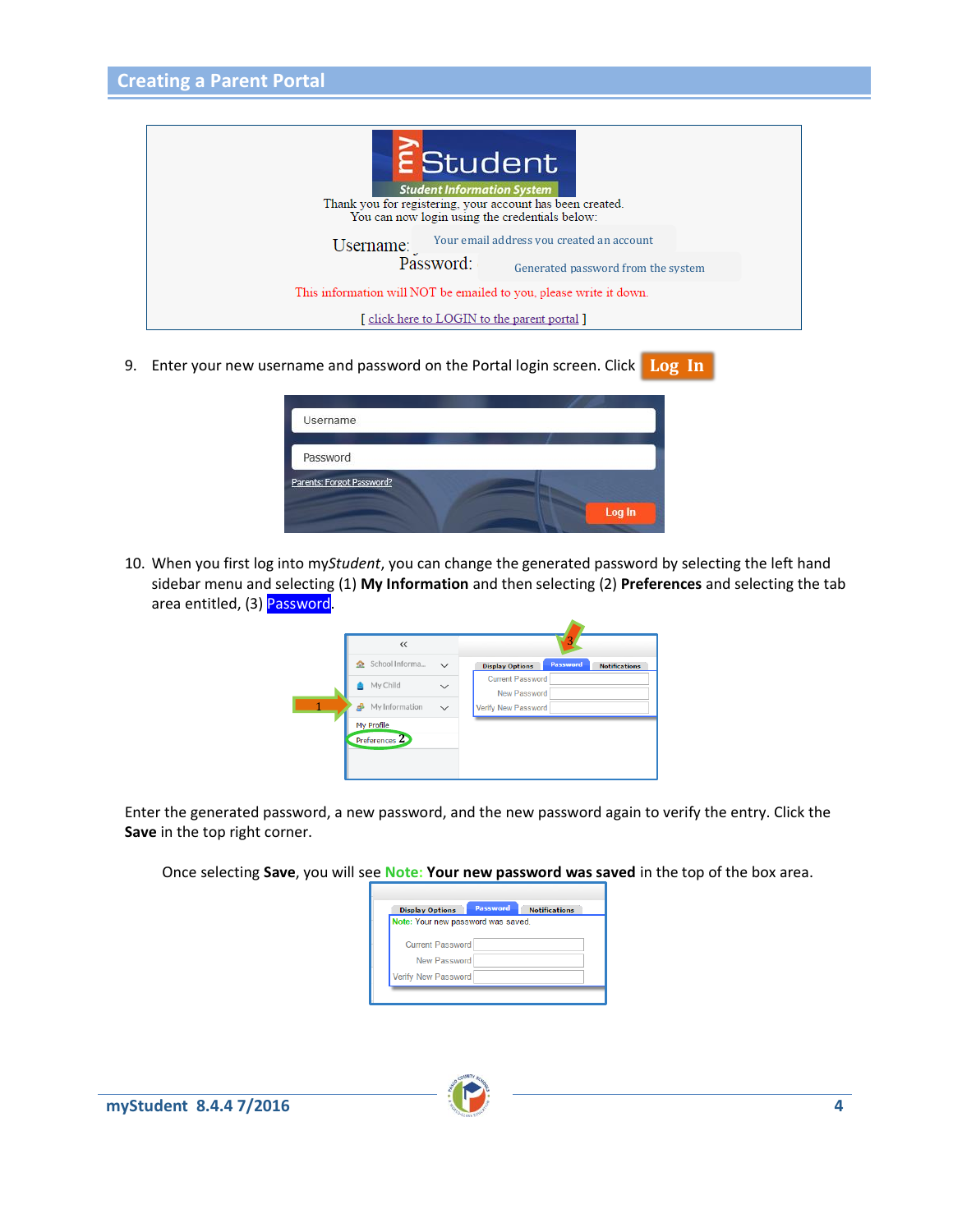## Creating a Parent Portal

Thank you for registering, your account has been created.
You can now login using the credentials below:

Username: Your email address you created an account

Password: Generated password from the system

This information will NOT be emailed to you, please write it down.

[ click here to LOGIN to the parent portal ]

9. Enter your new username and password on the Portal login screen. Click **Log In**

Username

Password

Parents: Forgot Password?

Log In

10. When you first log into my*Student*, you can change the generated password by selecting the left hand sidebar menu and selecting (1) **My Information** and then selecting (2) **Preferences** and selecting the tab area entitled, (3) Password.

Enter the generated password, a new password, and the new password again to verify the entry. Click the **Save** in the top right corner.

Once selecting **Save**, you will see **Note:** **Your new password was saved** in the top of the box area.

mySudent 8.4.4 7/2016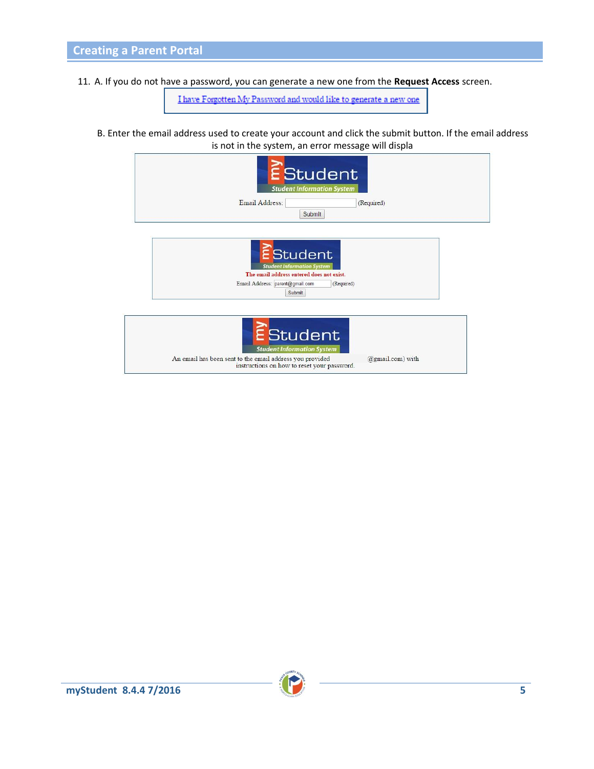## Creating a Parent Portal

11. A. If you do not have a password, you can generate a new one from the **Request Access** screen.

I have Forgotten My Password and would like to generate a new one

B. Enter the email address used to create your account and click the submit button. If the email address is not in the system, an error message will displa

myStudent
Student Information System

Email Address: (Required)

Submit

myStudent
Student Information System

The email address entered does not exist.

Email Address: parent@gmail.com (Required)

Submit

myStudent
Student Information System

An email has been sent to the email address you provided @gmail.com) with instructions on how to reset your password.